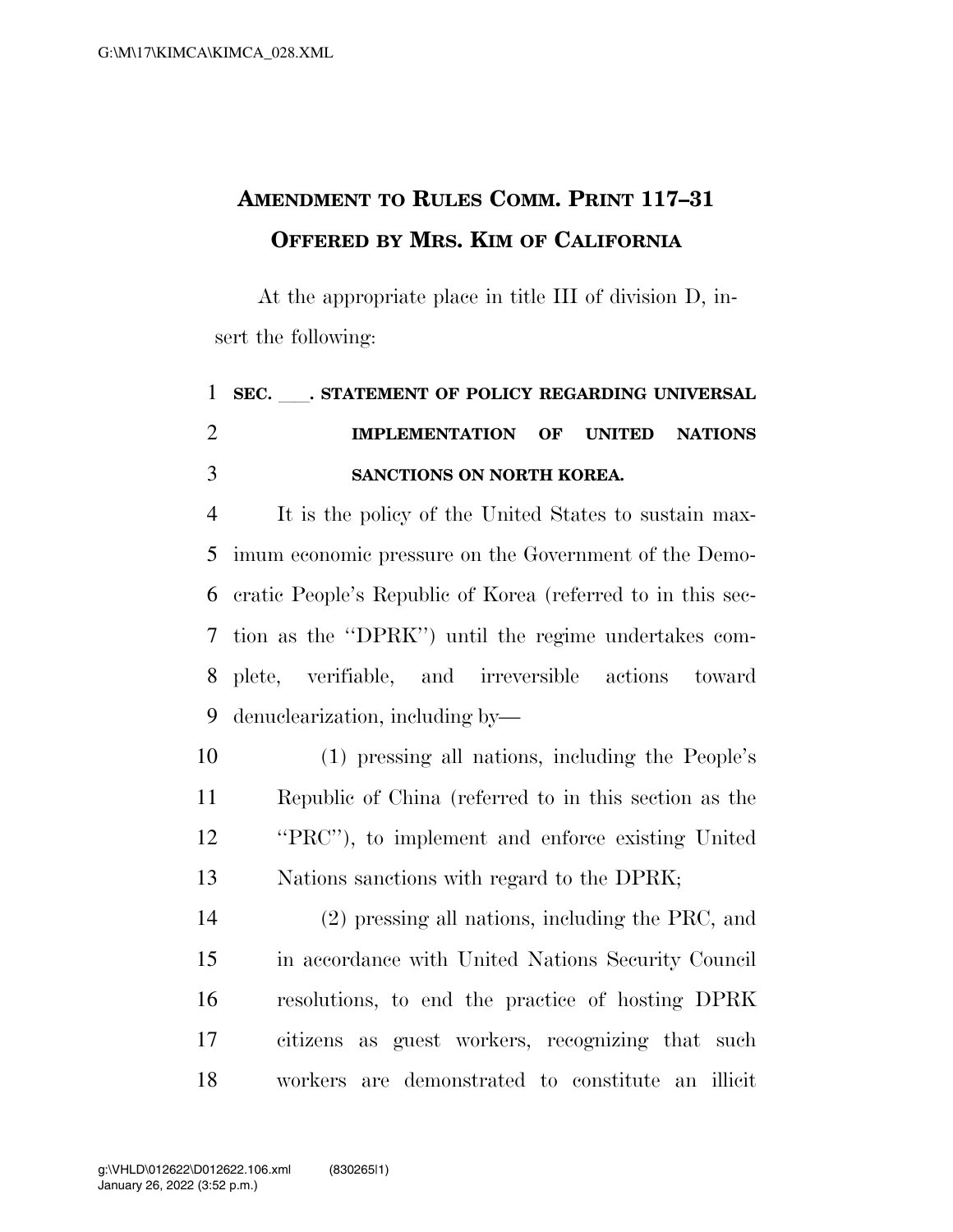# AMENDMENT TO RULES COMM. PRINT 117–31
# OFFERED BY MRS. KIM OF CALIFORNIA

At the appropriate place in title III of division D, insert the following:

## SEC. ___. STATEMENT OF POLICY REGARDING UNIVERSAL IMPLEMENTATION OF UNITED NATIONS SANCTIONS ON NORTH KOREA.

It is the policy of the United States to sustain maximum economic pressure on the Government of the Democratic People's Republic of Korea (referred to in this section as the "DPRK") until the regime undertakes complete, verifiable, and irreversible actions toward denuclearization, including by—

(1) pressing all nations, including the People's Republic of China (referred to in this section as the "PRC"), to implement and enforce existing United Nations sanctions with regard to the DPRK;

(2) pressing all nations, including the PRC, and in accordance with United Nations Security Council resolutions, to end the practice of hosting DPRK citizens as guest workers, recognizing that such workers are demonstrated to constitute an illicit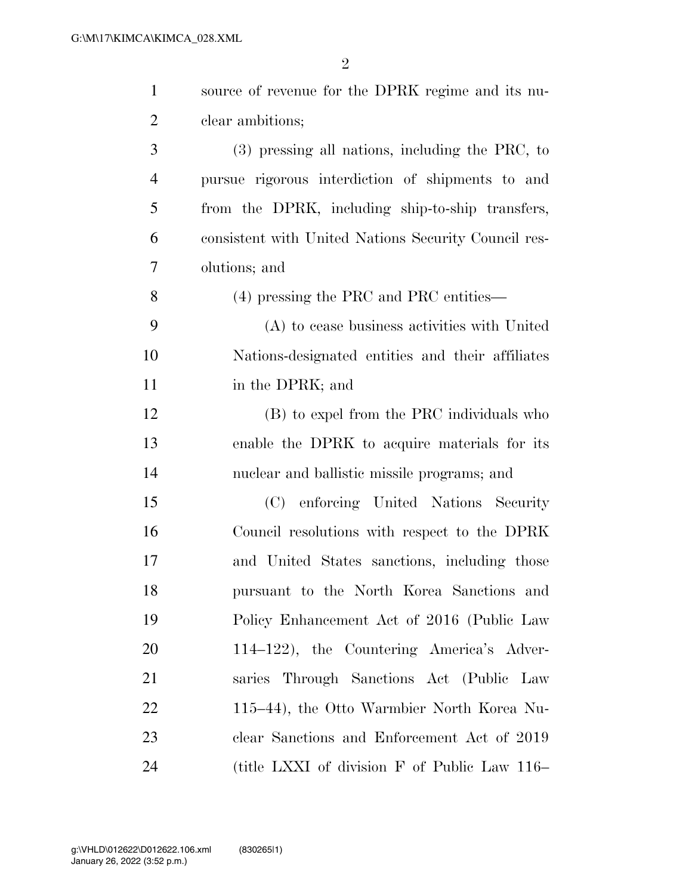source of revenue for the DPRK regime and its nuclear ambitions;

(3) pressing all nations, including the PRC, to pursue rigorous interdiction of shipments to and from the DPRK, including ship-to-ship transfers, consistent with United Nations Security Council resolutions; and

(4) pressing the PRC and PRC entities—

(A) to cease business activities with United Nations-designated entities and their affiliates in the DPRK; and

(B) to expel from the PRC individuals who enable the DPRK to acquire materials for its nuclear and ballistic missile programs; and

(C) enforcing United Nations Security Council resolutions with respect to the DPRK and United States sanctions, including those pursuant to the North Korea Sanctions and Policy Enhancement Act of 2016 (Public Law 114–122), the Countering America's Adversaries Through Sanctions Act (Public Law 115–44), the Otto Warmbier North Korea Nuclear Sanctions and Enforcement Act of 2019 (title LXXI of division F of Public Law 116–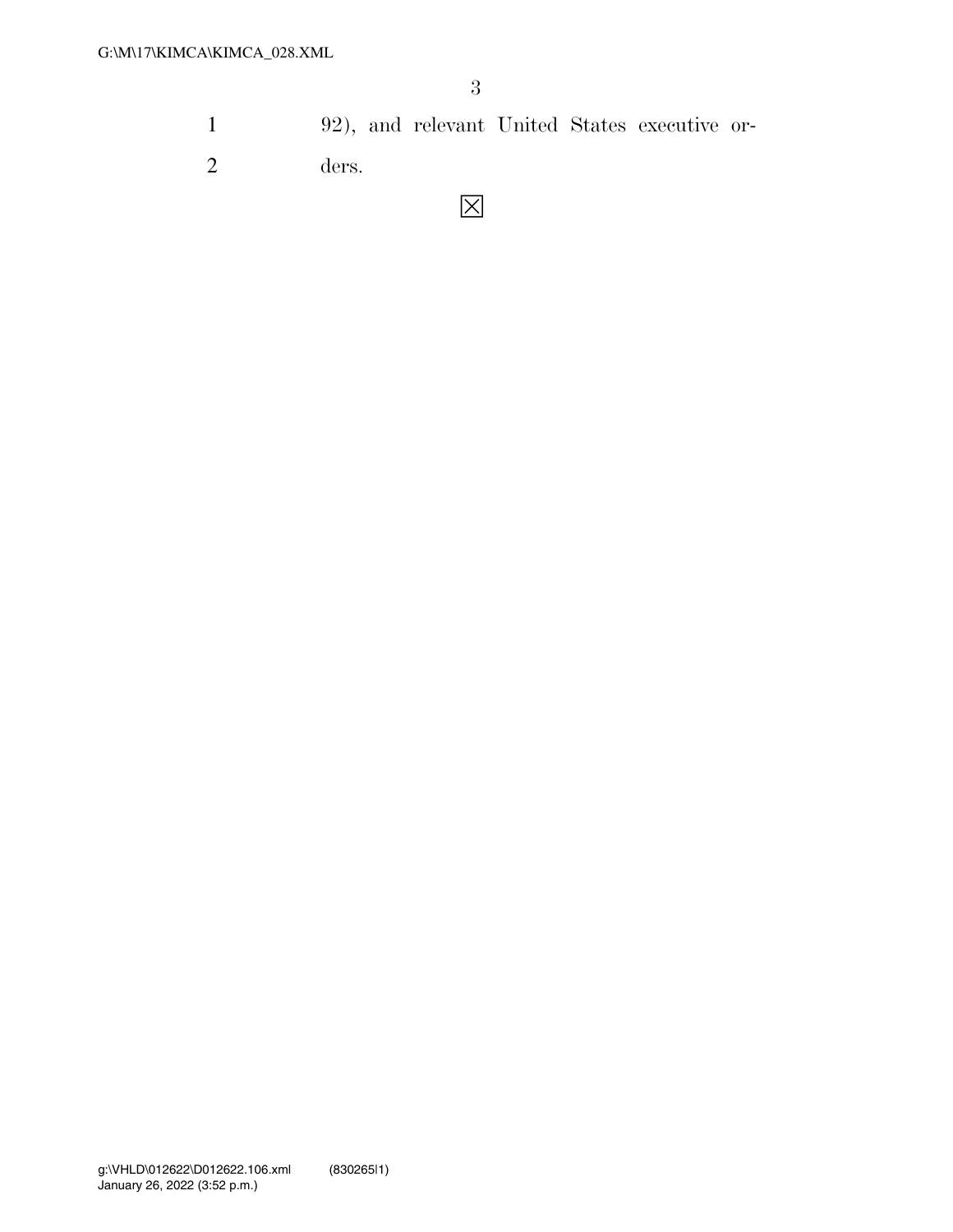92), and relevant United States executive orders.